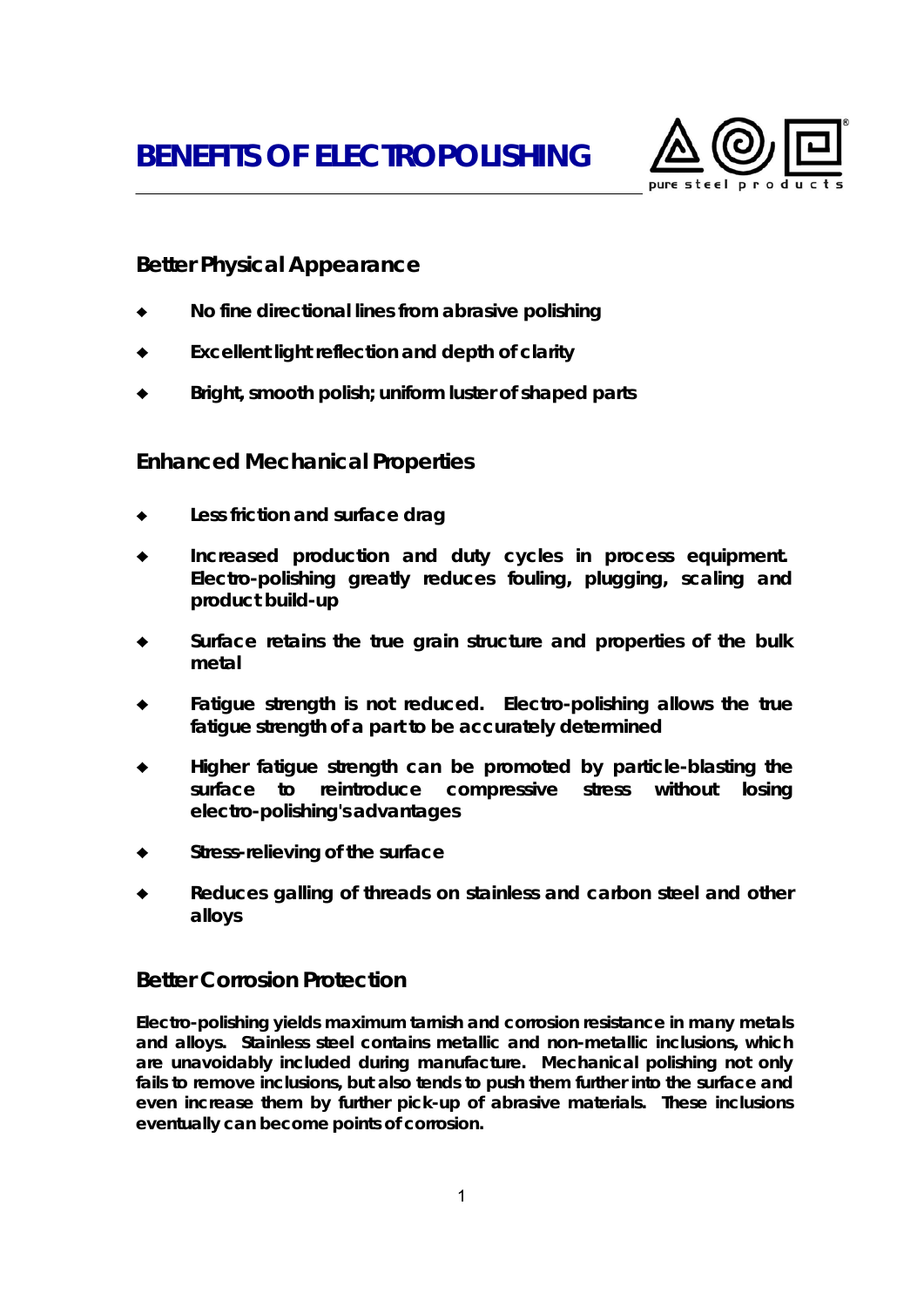# BENEFITS OF ELECTROPOLISHING

pure steel products

## Better Physical Appearance

- No fine directional lines from abrasive polishing
- Excellent light reflection and depth of clarity
- Bright, smooth polish; uniform luster of shaped parts

## Enhanced Mechanical Properties

- Less friction and surface drag
- Increased production and duty cycles in process equipment. Electro-polishing greatly reduces fouling, plugging, scaling and product build-up
- Surface retains the true grain structure and properties of the bulk metal
- Fatigue strength is not reduced. Electro-polishing allows the true fatigue strength of a part to be accurately determined
- Higher fatigue strength can be promoted by particle-blasting the surface to reintroduce compressive stress without losing electro-polishing's advantages
- Stress-relieving of the surface
- Reduces galling of threads on stainless and carbon steel and other alloys

## Better Corrosion Protection

Electro-polishing yields maximum tarnish and corrosion resistance in many metals and alloys. Stainless steel contains metallic and non-metallic inclusions, which are unavoidably included during manufacture. Mechanical polishing not only fails to remove inclusions, but also tends to push them further into the surface and even increase them by further pick-up of abrasive materials. These inclusions eventually can become points of corrosion.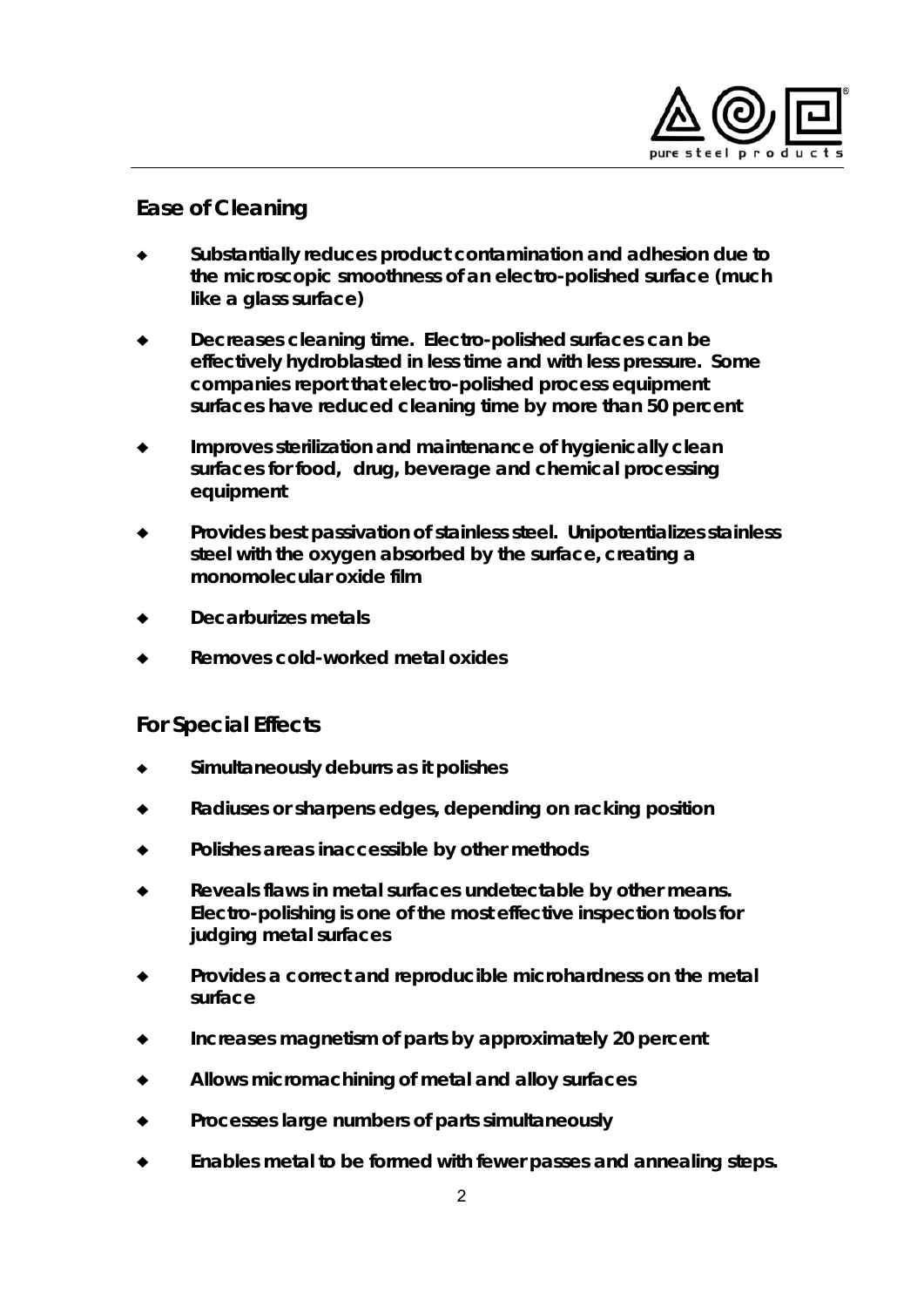## Ease of Cleaning

- **Substantially reduces product contamination and adhesion due to the microscopic smoothness of an electro-polished surface (much like a glass surface)**
- **Decreases cleaning time. Electro-polished surfaces can be effectively hydroblasted in less time and with less pressure. Some companies report that electro-polished process equipment surfaces have reduced cleaning time by more than 50 percent**
- **Improves sterilization and maintenance of hygienically clean surfaces for food, drug, beverage and chemical processing equipment**
- **Provides best passivation of stainless steel. Unipotentializes stainless steel with the oxygen absorbed by the surface, creating a monomolecular oxide film**
- **Decarburizes metals**
- **Removes cold-worked metal oxides**

## For Special Effects

- **Simultaneously deburrs as it polishes**
- **Radiuses or sharpens edges, depending on racking position**
- **Polishes areas inaccessible by other methods**
- **Reveals flaws in metal surfaces undetectable by other means. Electro-polishing is one of the most effective inspection tools for judging metal surfaces**
- **Provides a correct and reproducible microhardness on the metal surface**
- **Increases magnetism of parts by approximately 20 percent**
- **Allows micromachining of metal and alloy surfaces**
- **Processes large numbers of parts simultaneously**
- **Enables metal to be formed with fewer passes and annealing steps.**